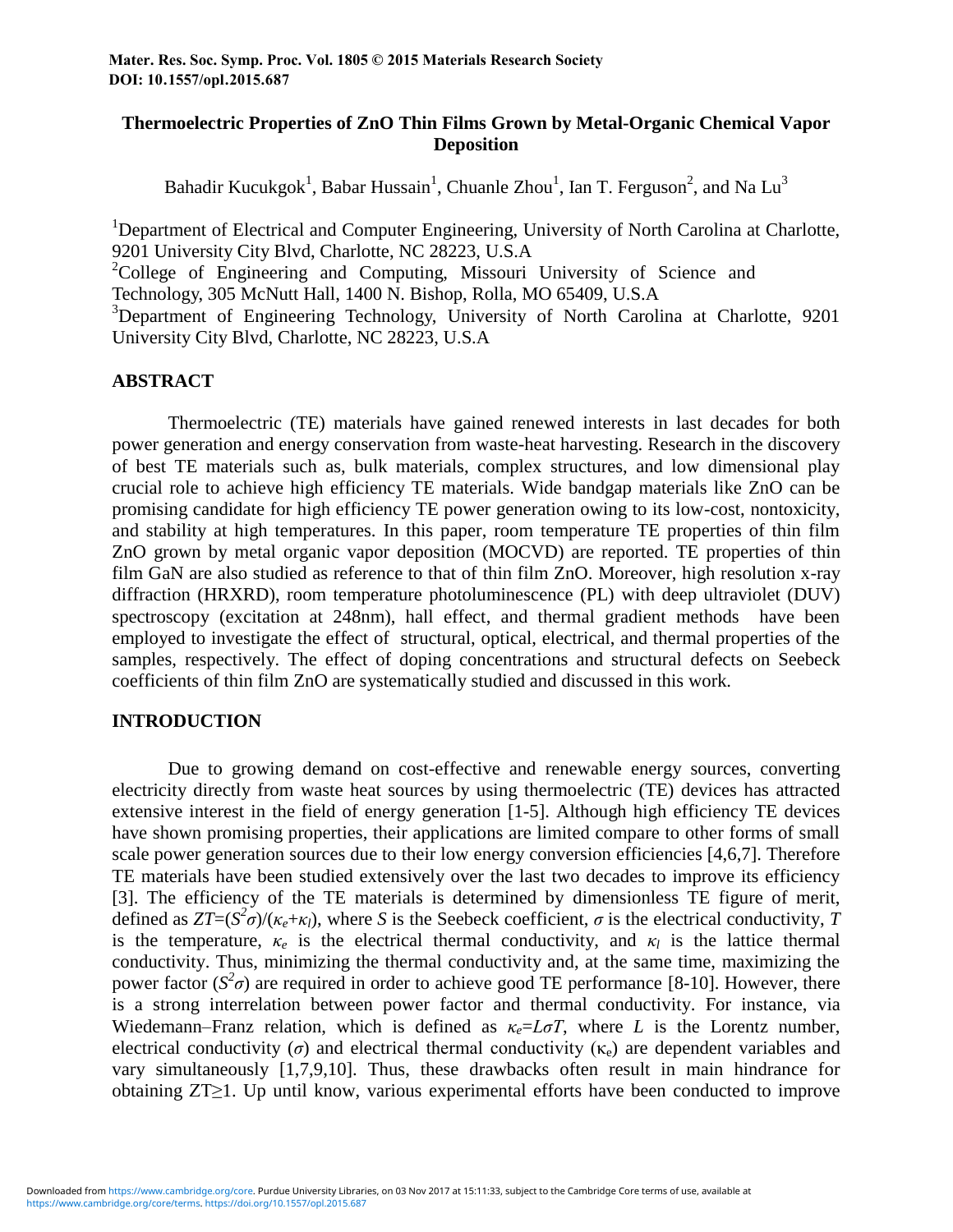Mater. Res. Soc. Symp. Proc. Vol. 1805 © 2015 Materials Research Society
DOI: 10.1557/opl.2015.687

# Thermoelectric Properties of ZnO Thin Films Grown by Metal-Organic Chemical Vapor Deposition

Bahadir Kucukgok[1], Babar Hussain[1], Chuanle Zhou[1], Ian T. Ferguson[2], and Na Lu[3]

[1]Department of Electrical and Computer Engineering, University of North Carolina at Charlotte, 9201 University City Blvd, Charlotte, NC 28223, U.S.A

[2]College of Engineering and Computing, Missouri University of Science and Technology, 305 McNutt Hall, 1400 N. Bishop, Rolla, MO 65409, U.S.A

[3]Department of Engineering Technology, University of North Carolina at Charlotte, 9201 University City Blvd, Charlotte, NC 28223, U.S.A

## ABSTRACT

Thermoelectric (TE) materials have gained renewed interests in last decades for both power generation and energy conservation from waste-heat harvesting. Research in the discovery of best TE materials such as, bulk materials, complex structures, and low dimensional play crucial role to achieve high efficiency TE materials. Wide bandgap materials like ZnO can be promising candidate for high efficiency TE power generation owing to its low-cost, nontoxicity, and stability at high temperatures. In this paper, room temperature TE properties of thin film ZnO grown by metal organic vapor deposition (MOCVD) are reported. TE properties of thin film GaN are also studied as reference to that of thin film ZnO. Moreover, high resolution x-ray diffraction (HRXRD), room temperature photoluminescence (PL) with deep ultraviolet (DUV) spectroscopy (excitation at 248nm), hall effect, and thermal gradient methods have been employed to investigate the effect of structural, optical, electrical, and thermal properties of the samples, respectively. The effect of doping concentrations and structural defects on Seebeck coefficients of thin film ZnO are systematically studied and discussed in this work.

## INTRODUCTION

Due to growing demand on cost-effective and renewable energy sources, converting electricity directly from waste heat sources by using thermoelectric (TE) devices has attracted extensive interest in the field of energy generation [1-5]. Although high efficiency TE devices have shown promising properties, their applications are limited compare to other forms of small scale power generation sources due to their low energy conversion efficiencies [4,6,7]. Therefore TE materials have been studied extensively over the last two decades to improve its efficiency [3]. The efficiency of the TE materials is determined by dimensionless TE figure of merit, defined as $ZT=(S^2\sigma)/(\kappa_e+\kappa_l)$, where $S$ is the Seebeck coefficient, $\sigma$ is the electrical conductivity, $T$ is the temperature, $\kappa_e$ is the electrical thermal conductivity, and $\kappa_l$ is the lattice thermal conductivity. Thus, minimizing the thermal conductivity and, at the same time, maximizing the power factor ($S^2\sigma$) are required in order to achieve good TE performance [8-10]. However, there is a strong interrelation between power factor and thermal conductivity. For instance, via Wiedemann–Franz relation, which is defined as $\kappa_e=L\sigma T$, where $L$ is the Lorentz number, electrical conductivity ($\sigma$) and electrical thermal conductivity ($\kappa_e$) are dependent variables and vary simultaneously [1,7,9,10]. Thus, these drawbacks often result in main hindrance for obtaining $ZT\geq1$. Up until know, various experimental efforts have been conducted to improve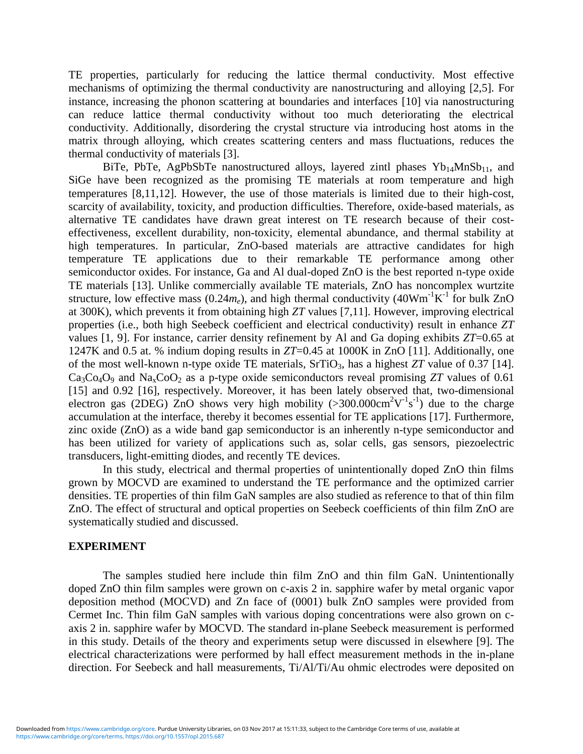TE properties, particularly for reducing the lattice thermal conductivity. Most effective mechanisms of optimizing the thermal conductivity are nanostructuring and alloying [2,5]. For instance, increasing the phonon scattering at boundaries and interfaces [10] via nanostructuring can reduce lattice thermal conductivity without too much deteriorating the electrical conductivity. Additionally, disordering the crystal structure via introducing host atoms in the matrix through alloying, which creates scattering centers and mass fluctuations, reduces the thermal conductivity of materials [3].

BiTe, PbTe, AgPbSbTe nanostructured alloys, layered zintl phases $Yb_{14}MnSb_{11}$, and SiGe have been recognized as the promising TE materials at room temperature and high temperatures [8,11,12]. However, the use of those materials is limited due to their high-cost, scarcity of availability, toxicity, and production difficulties. Therefore, oxide-based materials, as alternative TE candidates have drawn great interest on TE research because of their cost-effectiveness, excellent durability, non-toxicity, elemental abundance, and thermal stability at high temperatures. In particular, ZnO-based materials are attractive candidates for high temperature TE applications due to their remarkable TE performance among other semiconductor oxides. For instance, Ga and Al dual-doped ZnO is the best reported n-type oxide TE materials [13]. Unlike commercially available TE materials, ZnO has noncomplex wurtzite structure, low effective mass ($0.24m_e$), and high thermal conductivity ($40 \mathrm{Wm^{-1}K^{-1}}$ for bulk ZnO at 300K), which prevents it from obtaining high *ZT* values [7,11]. However, improving electrical properties (i.e., both high Seebeck coefficient and electrical conductivity) result in enhance *ZT* values [1, 9]. For instance, carrier density refinement by Al and Ga doping exhibits *ZT*=0.65 at 1247K and 0.5 at. % indium doping results in *ZT*=0.45 at 1000K in ZnO [11]. Additionally, one of the most well-known n-type oxide TE materials, $SrTiO_3$, has a highest *ZT* value of 0.37 [14]. $Ca_3Co_4O_9$ and $Na_xCoO_2$ as a p-type oxide semiconductors reveal promising *ZT* values of 0.61 [15] and 0.92 [16], respectively. Moreover, it has been lately observed that, two-dimensional electron gas (2DEG) ZnO shows very high mobility ($>300.000 \mathrm{cm^2V^{-1}s^{-1}}$) due to the charge accumulation at the interface, thereby it becomes essential for TE applications [17]. Furthermore, zinc oxide (ZnO) as a wide band gap semiconductor is an inherently n-type semiconductor and has been utilized for variety of applications such as, solar cells, gas sensors, piezoelectric transducers, light-emitting diodes, and recently TE devices.

In this study, electrical and thermal properties of unintentionally doped ZnO thin films grown by MOCVD are examined to understand the TE performance and the optimized carrier densities. TE properties of thin film GaN samples are also studied as reference to that of thin film ZnO. The effect of structural and optical properties on Seebeck coefficients of thin film ZnO are systematically studied and discussed.

## EXPERIMENT

The samples studied here include thin film ZnO and thin film GaN. Unintentionally doped ZnO thin film samples were grown on c-axis 2 in. sapphire wafer by metal organic vapor deposition method (MOCVD) and Zn face of (0001) bulk ZnO samples were provided from Cermet Inc. Thin film GaN samples with various doping concentrations were also grown on c-axis 2 in. sapphire wafer by MOCVD. The standard in-plane Seebeck measurement is performed in this study. Details of the theory and experiments setup were discussed in elsewhere [9]. The electrical characterizations were performed by hall effect measurement methods in the in-plane direction. For Seebeck and hall measurements, Ti/Al/Ti/Au ohmic electrodes were deposited on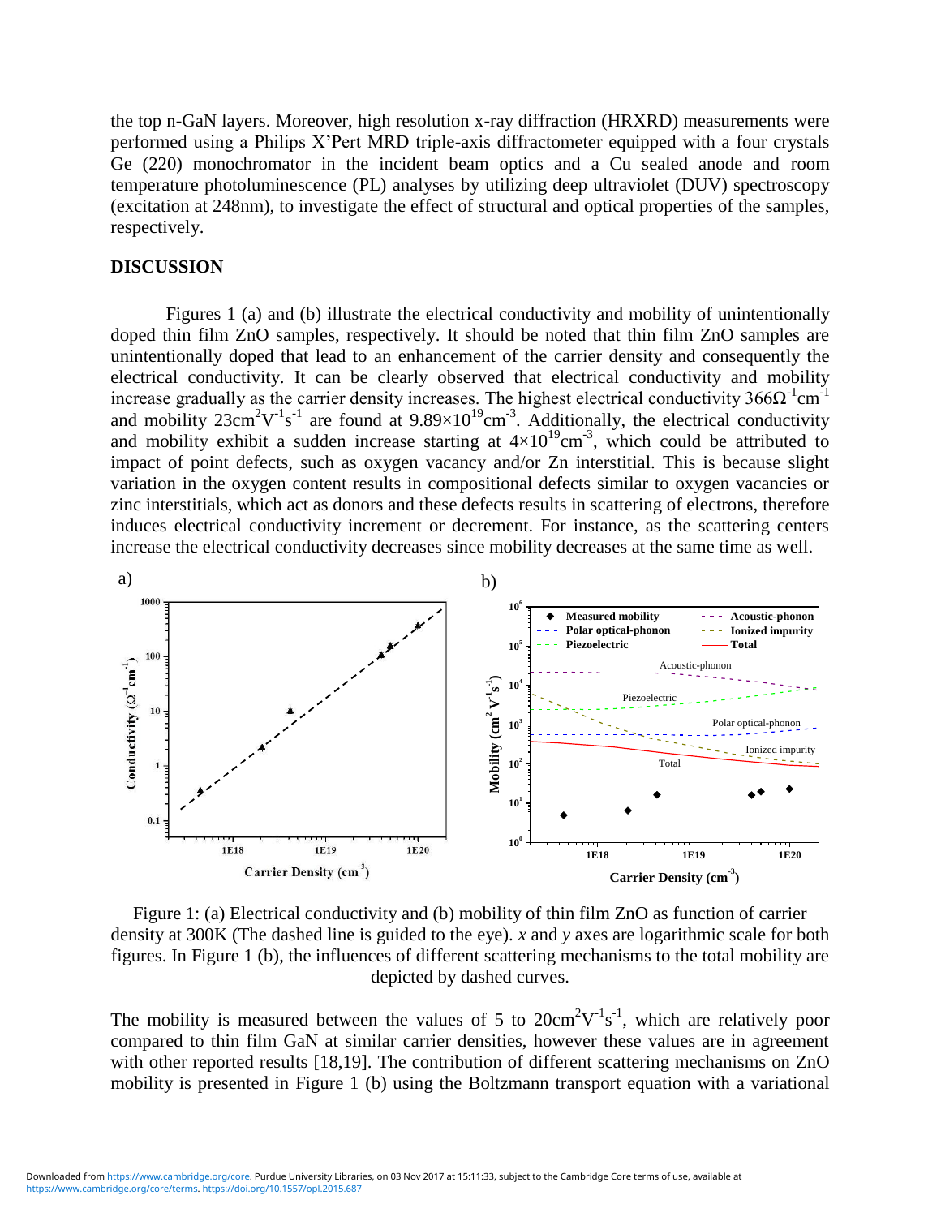the top n-GaN layers. Moreover, high resolution x-ray diffraction (HRXRD) measurements were performed using a Philips X'Pert MRD triple-axis diffractometer equipped with a four crystals Ge (220) monochromator in the incident beam optics and a Cu sealed anode and room temperature photoluminescence (PL) analyses by utilizing deep ultraviolet (DUV) spectroscopy (excitation at 248nm), to investigate the effect of structural and optical properties of the samples, respectively.

## DISCUSSION

Figures 1 (a) and (b) illustrate the electrical conductivity and mobility of unintentionally doped thin film ZnO samples, respectively. It should be noted that thin film ZnO samples are unintentionally doped that lead to an enhancement of the carrier density and consequently the electrical conductivity. It can be clearly observed that electrical conductivity and mobility increase gradually as the carrier density increases. The highest electrical conductivity $366\Omega^{-1}cm^{-1}$ and mobility $23cm^2V^{-1}s^{-1}$ are found at $9.89\times10^{19}cm^{-3}$. Additionally, the electrical conductivity and mobility exhibit a sudden increase starting at $4\times10^{19}cm^{-3}$, which could be attributed to impact of point defects, such as oxygen vacancy and/or Zn interstitial. This is because slight variation in the oxygen content results in compositional defects similar to oxygen vacancies or zinc interstitials, which act as donors and these defects results in scattering of electrons, therefore induces electrical conductivity increment or decrement. For instance, as the scattering centers increase the electrical conductivity decreases since mobility decreases at the same time as well.

Figure 1: (a) Electrical conductivity and (b) mobility of thin film ZnO as function of carrier density at 300K (The dashed line is guided to the eye). *x* and *y* axes are logarithmic scale for both figures. In Figure 1 (b), the influences of different scattering mechanisms to the total mobility are depicted by dashed curves.

The mobility is measured between the values of 5 to $20cm^2V^{-1}s^{-1}$, which are relatively poor compared to thin film GaN at similar carrier densities, however these values are in agreement with other reported results [18,19]. The contribution of different scattering mechanisms on ZnO mobility is presented in Figure 1 (b) using the Boltzmann transport equation with a variational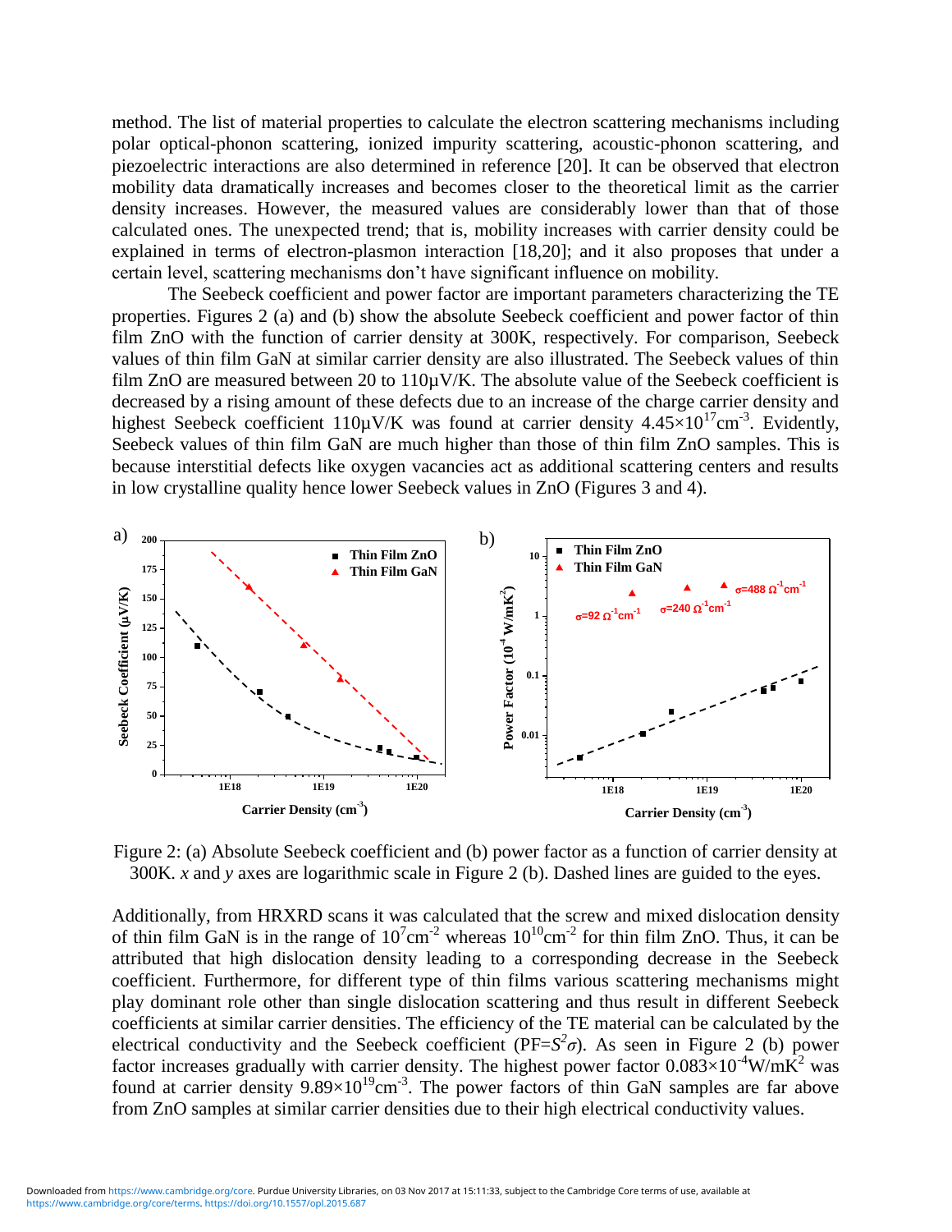method. The list of material properties to calculate the electron scattering mechanisms including polar optical-phonon scattering, ionized impurity scattering, acoustic-phonon scattering, and piezoelectric interactions are also determined in reference [20]. It can be observed that electron mobility data dramatically increases and becomes closer to the theoretical limit as the carrier density increases. However, the measured values are considerably lower than that of those calculated ones. The unexpected trend; that is, mobility increases with carrier density could be explained in terms of electron-plasmon interaction [18,20]; and it also proposes that under a certain level, scattering mechanisms don't have significant influence on mobility.

The Seebeck coefficient and power factor are important parameters characterizing the TE properties. Figures 2 (a) and (b) show the absolute Seebeck coefficient and power factor of thin film ZnO with the function of carrier density at 300K, respectively. For comparison, Seebeck values of thin film GaN at similar carrier density are also illustrated. The Seebeck values of thin film ZnO are measured between 20 to 110μV/K. The absolute value of the Seebeck coefficient is decreased by a rising amount of these defects due to an increase of the charge carrier density and highest Seebeck coefficient 110μV/K was found at carrier density $4.45\times10^{17}$cm$^{-3}$. Evidently, Seebeck values of thin film GaN are much higher than those of thin film ZnO samples. This is because interstitial defects like oxygen vacancies act as additional scattering centers and results in low crystalline quality hence lower Seebeck values in ZnO (Figures 3 and 4).

Figure 2: (a) Absolute Seebeck coefficient and (b) power factor as a function of carrier density at 300K. *x* and *y* axes are logarithmic scale in Figure 2 (b). Dashed lines are guided to the eyes.

Additionally, from HRXRD scans it was calculated that the screw and mixed dislocation density of thin film GaN is in the range of $10^{7}$cm$^{-2}$ whereas $10^{10}$cm$^{-2}$ for thin film ZnO. Thus, it can be attributed that high dislocation density leading to a corresponding decrease in the Seebeck coefficient. Furthermore, for different type of thin films various scattering mechanisms might play dominant role other than single dislocation scattering and thus result in different Seebeck coefficients at similar carrier densities. The efficiency of the TE material can be calculated by the electrical conductivity and the Seebeck coefficient (PF=$S^2\sigma$). As seen in Figure 2 (b) power factor increases gradually with carrier density. The highest power factor $0.083\times10^{-4}$W/mK$^2$ was found at carrier density $9.89\times10^{19}$cm$^{-3}$. The power factors of thin GaN samples are far above from ZnO samples at similar carrier densities due to their high electrical conductivity values.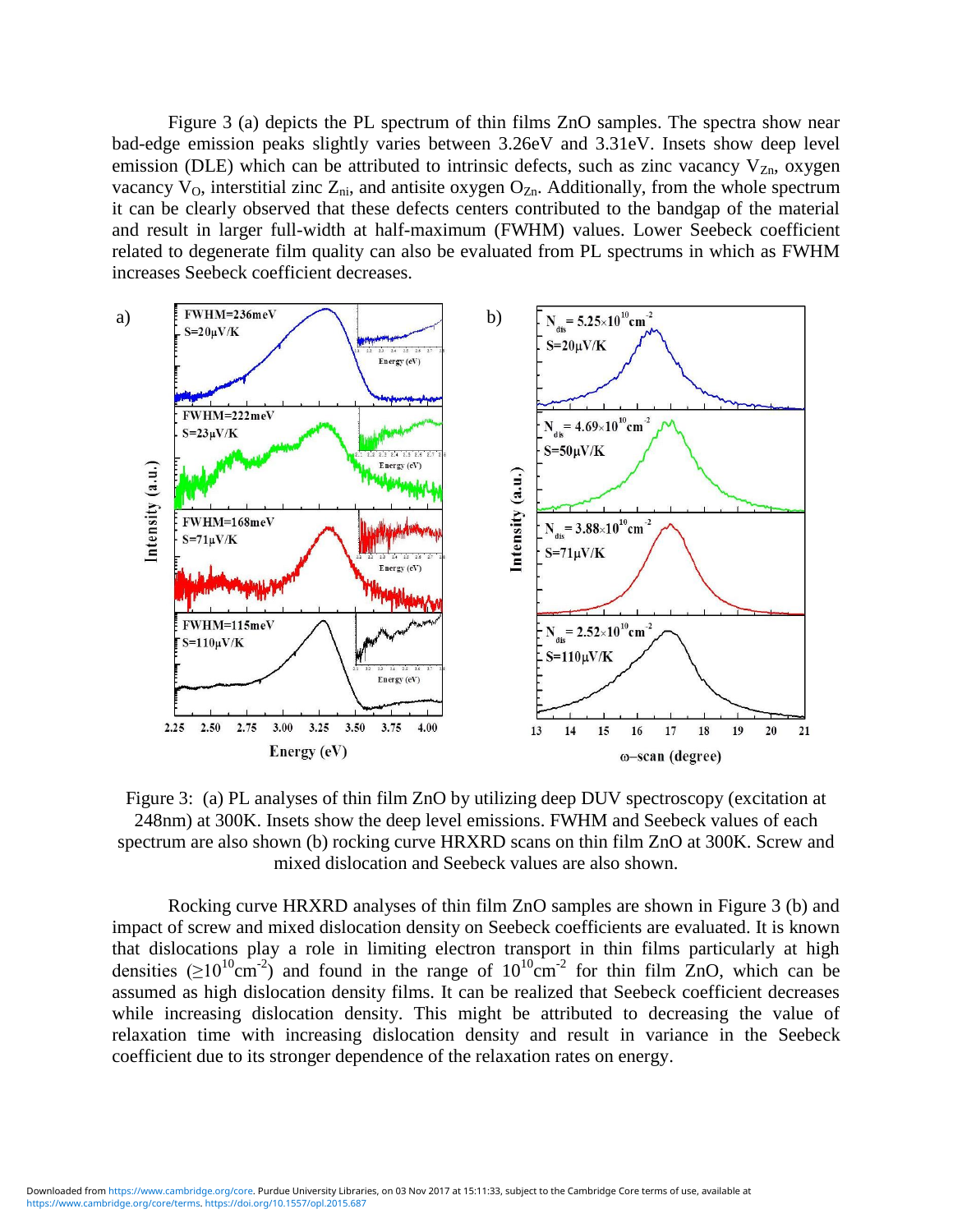Figure 3 (a) depicts the PL spectrum of thin films ZnO samples. The spectra show near bad-edge emission peaks slightly varies between 3.26eV and 3.31eV. Insets show deep level emission (DLE) which can be attributed to intrinsic defects, such as zinc vacancy $V_{Zn}$, oxygen vacancy $V_O$, interstitial zinc $Z_{ni}$, and antisite oxygen $O_{Zn}$. Additionally, from the whole spectrum it can be clearly observed that these defects centers contributed to the bandgap of the material and result in larger full-width at half-maximum (FWHM) values. Lower Seebeck coefficient related to degenerate film quality can also be evaluated from PL spectrums in which as FWHM increases Seebeck coefficient decreases.

Figure 3: (a) PL analyses of thin film ZnO by utilizing deep DUV spectroscopy (excitation at 248nm) at 300K. Insets show the deep level emissions. FWHM and Seebeck values of each spectrum are also shown (b) rocking curve HRXRD scans on thin film ZnO at 300K. Screw and mixed dislocation and Seebeck values are also shown.

Rocking curve HRXRD analyses of thin film ZnO samples are shown in Figure 3 (b) and impact of screw and mixed dislocation density on Seebeck coefficients are evaluated. It is known that dislocations play a role in limiting electron transport in thin films particularly at high densities ($\geq 10^{10}cm^{-2}$) and found in the range of $10^{10}cm^{-2}$ for thin film ZnO, which can be assumed as high dislocation density films. It can be realized that Seebeck coefficient decreases while increasing dislocation density. This might be attributed to decreasing the value of relaxation time with increasing dislocation density and result in variance in the Seebeck coefficient due to its stronger dependence of the relaxation rates on energy.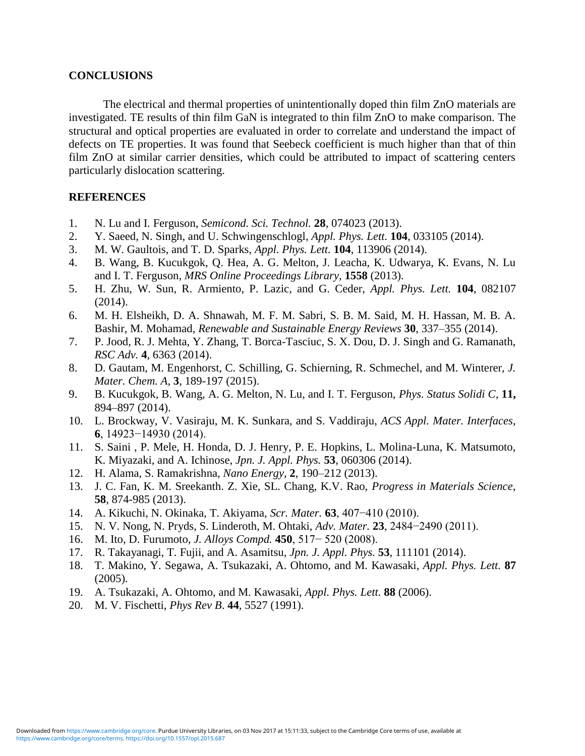## CONCLUSIONS

The electrical and thermal properties of unintentionally doped thin film ZnO materials are investigated. TE results of thin film GaN is integrated to thin film ZnO to make comparison. The structural and optical properties are evaluated in order to correlate and understand the impact of defects on TE properties. It was found that Seebeck coefficient is much higher than that of thin film ZnO at similar carrier densities, which could be attributed to impact of scattering centers particularly dislocation scattering.

## REFERENCES

1. N. Lu and I. Ferguson, *Semicond. Sci. Technol.* **28**, 074023 (2013).
2. Y. Saeed, N. Singh, and U. Schwingenschlogl, *Appl. Phys. Lett.* **104**, 033105 (2014).
3. M. W. Gaultois, and T. D. Sparks, *Appl. Phys. Lett.* **104**, 113906 (2014).
4. B. Wang, B. Kucukgok, Q. Hea, A. G. Melton, J. Leacha, K. Udwarya, K. Evans, N. Lu and I. T. Ferguson, *MRS Online Proceedings Library*, **1558** (2013).
5. H. Zhu, W. Sun, R. Armiento, P. Lazic, and G. Ceder, *Appl. Phys. Lett.* **104**, 082107 (2014).
6. M. H. Elsheikh, D. A. Shnawah, M. F. M. Sabri, S. B. M. Said, M. H. Hassan, M. B. A. Bashir, M. Mohamad, *Renewable and Sustainable Energy Reviews* **30**, 337–355 (2014).
7. P. Jood, R. J. Mehta, Y. Zhang, T. Borca-Tasciuc, S. X. Dou, D. J. Singh and G. Ramanath, *RSC Adv.* **4**, 6363 (2014).
8. D. Gautam, M. Engenhorst, C. Schilling, G. Schierning, R. Schmechel, and M. Winterer, *J. Mater. Chem. A*, **3**, 189-197 (2015).
9. B. Kucukgok, B. Wang, A. G. Melton, N. Lu, and I. T. Ferguson, *Phys. Status Solidi C*, **11,** 894–897 (2014).
10. L. Brockway, V. Vasiraju, M. K. Sunkara, and S. Vaddiraju, *ACS Appl. Mater. Interfaces*, **6**, 14923−14930 (2014).
11. S. Saini , P. Mele, H. Honda, D. J. Henry, P. E. Hopkins, L. Molina-Luna, K. Matsumoto, K. Miyazaki, and A. Ichinose, *Jpn. J. Appl. Phys.* **53**, 060306 (2014).
12. H. Alama, S. Ramakrishna, *Nano Energy*, **2**, 190–212 (2013).
13. J. C. Fan, K. M. Sreekanth. Z. Xie, SL. Chang, K.V. Rao, *Progress in Materials Science*, **58**, 874-985 (2013).
14. A. Kikuchi, N. Okinaka, T. Akiyama, *Scr. Mater.* **63**, 407−410 (2010).
15. N. V. Nong, N. Pryds, S. Linderoth, M. Ohtaki, *Adv. Mater.* **23**, 2484−2490 (2011).
16. M. Ito, D. Furumoto, *J. Alloys Compd.* **450**, 517− 520 (2008).
17. R. Takayanagi, T. Fujii, and A. Asamitsu, *Jpn. J. Appl. Phys.* **53**, 111101 (2014).
18. T. Makino, Y. Segawa, A. Tsukazaki, A. Ohtomo, and M. Kawasaki, *Appl. Phys. Lett.* **87** (2005).
19. A. Tsukazaki, A. Ohtomo, and M. Kawasaki, *Appl. Phys. Lett.* **88** (2006).
20. M. V. Fischetti, *Phys Rev B*. **44**, 5527 (1991).